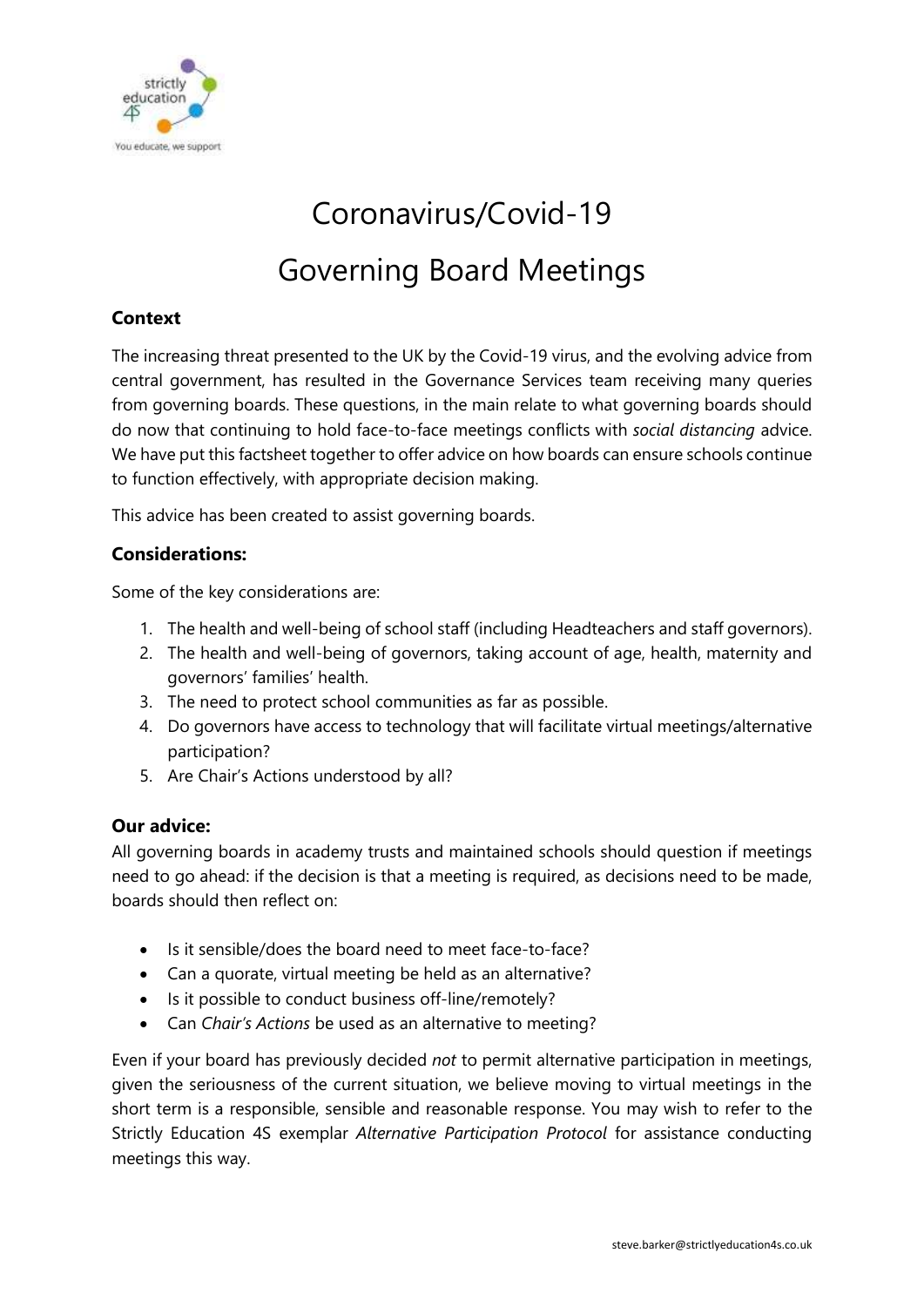# Coronavirus/Covid-19

# Governing Board Meetings

### Context

The increasing threat presented to the UK by the Covid-19 virus, and the evolving advice from central government, has resulted in the Governance Services team receiving many queries from governing boards. These questions, in the main relate to what governing boards should do now that continuing to hold face-to-face meetings conflicts with *social distancing* advice. We have put this factsheet together to offer advice on how boards can ensure schools continue to function effectively, with appropriate decision making.

This advice has been created to assist governing boards.

### Considerations:

Some of the key considerations are:

1. The health and well-being of school staff (including Headteachers and staff governors).
2. The health and well-being of governors, taking account of age, health, maternity and governors' families' health.
3. The need to protect school communities as far as possible.
4. Do governors have access to technology that will facilitate virtual meetings/alternative participation?
5. Are Chair's Actions understood by all?

### Our advice:

All governing boards in academy trusts and maintained schools should question if meetings need to go ahead: if the decision is that a meeting is required, as decisions need to be made, boards should then reflect on:

- Is it sensible/does the board need to meet face-to-face?
- Can a quorate, virtual meeting be held as an alternative?
- Is it possible to conduct business off-line/remotely?
- Can *Chair's Actions* be used as an alternative to meeting?

Even if your board has previously decided *not* to permit alternative participation in meetings, given the seriousness of the current situation, we believe moving to virtual meetings in the short term is a responsible, sensible and reasonable response. You may wish to refer to the Strictly Education 4S exemplar *Alternative Participation Protocol* for assistance conducting meetings this way.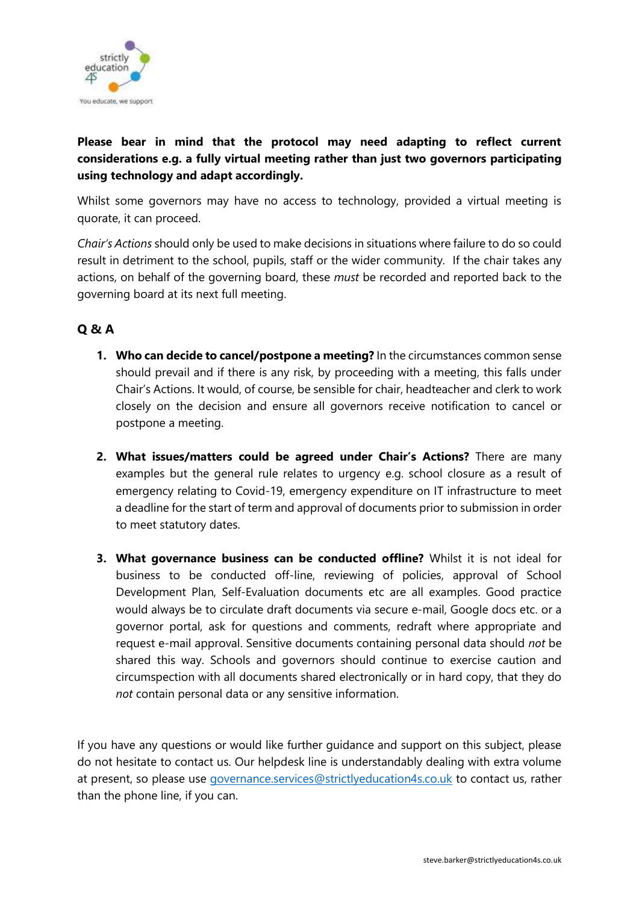**Please bear in mind that the protocol may need adapting to reflect current considerations e.g. a fully virtual meeting rather than just two governors participating using technology and adapt accordingly.**

Whilst some governors may have no access to technology, provided a virtual meeting is quorate, it can proceed.

*Chair's Actions* should only be used to make decisions in situations where failure to do so could result in detriment to the school, pupils, staff or the wider community. If the chair takes any actions, on behalf of the governing board, these *must* be recorded and reported back to the governing board at its next full meeting.

## Q & A

1. **Who can decide to cancel/postpone a meeting?** In the circumstances common sense should prevail and if there is any risk, by proceeding with a meeting, this falls under Chair's Actions. It would, of course, be sensible for chair, headteacher and clerk to work closely on the decision and ensure all governors receive notification to cancel or postpone a meeting.

2. **What issues/matters could be agreed under Chair's Actions?** There are many examples but the general rule relates to urgency e.g. school closure as a result of emergency relating to Covid-19, emergency expenditure on IT infrastructure to meet a deadline for the start of term and approval of documents prior to submission in order to meet statutory dates.

3. **What governance business can be conducted offline?** Whilst it is not ideal for business to be conducted off-line, reviewing of policies, approval of School Development Plan, Self-Evaluation documents etc are all examples. Good practice would always be to circulate draft documents via secure e-mail, Google docs etc. or a governor portal, ask for questions and comments, redraft where appropriate and request e-mail approval. Sensitive documents containing personal data should *not* be shared this way. Schools and governors should continue to exercise caution and circumspection with all documents shared electronically or in hard copy, that they do *not* contain personal data or any sensitive information.

If you have any questions or would like further guidance and support on this subject, please do not hesitate to contact us. Our helpdesk line is understandably dealing with extra volume at present, so please use governance.services@strictlyeducation4s.co.uk to contact us, rather than the phone line, if you can.

steve.barker@strictlyeducation4s.co.uk